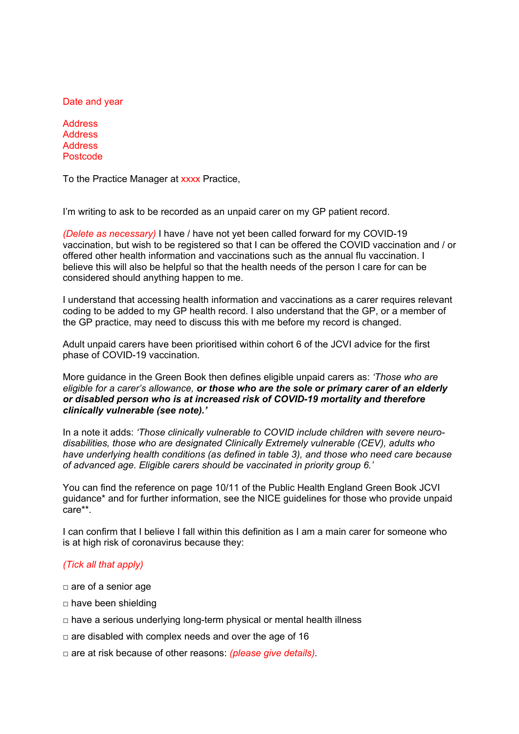Date and year

Address
Address
Address
Postcode

To the Practice Manager at xxxx Practice,

I'm writing to ask to be recorded as an unpaid carer on my GP patient record.

*(Delete as necessary)* I have / have not yet been called forward for my COVID-19 vaccination, but wish to be registered so that I can be offered the COVID vaccination and / or offered other health information and vaccinations such as the annual flu vaccination. I believe this will also be helpful so that the health needs of the person I care for can be considered should anything happen to me.

I understand that accessing health information and vaccinations as a carer requires relevant coding to be added to my GP health record. I also understand that the GP, or a member of the GP practice, may need to discuss this with me before my record is changed.

Adult unpaid carers have been prioritised within cohort 6 of the JCVI advice for the first phase of COVID-19 vaccination.

More guidance in the Green Book then defines eligible unpaid carers as: *'Those who are eligible for a carer's allowance,* ***or those who are the sole or primary carer of an elderly or disabled person who is at increased risk of COVID-19 mortality and therefore clinically vulnerable (see note).'***

In a note it adds: *'Those clinically vulnerable to COVID include children with severe neuro-disabilities, those who are designated Clinically Extremely vulnerable (CEV), adults who have underlying health conditions (as defined in table 3), and those who need care because of advanced age. Eligible carers should be vaccinated in priority group 6.'*

You can find the reference on page 10/11 of the Public Health England Green Book JCVI guidance* and for further information, see the NICE guidelines for those who provide unpaid care**.

I can confirm that I believe I fall within this definition as I am a main carer for someone who is at high risk of coronavirus because they:

*(Tick all that apply)*

- □ are of a senior age
- □ have been shielding
- □ have a serious underlying long-term physical or mental health illness
- □ are disabled with complex needs and over the age of 16
- □ are at risk because of other reasons: *(please give details)*.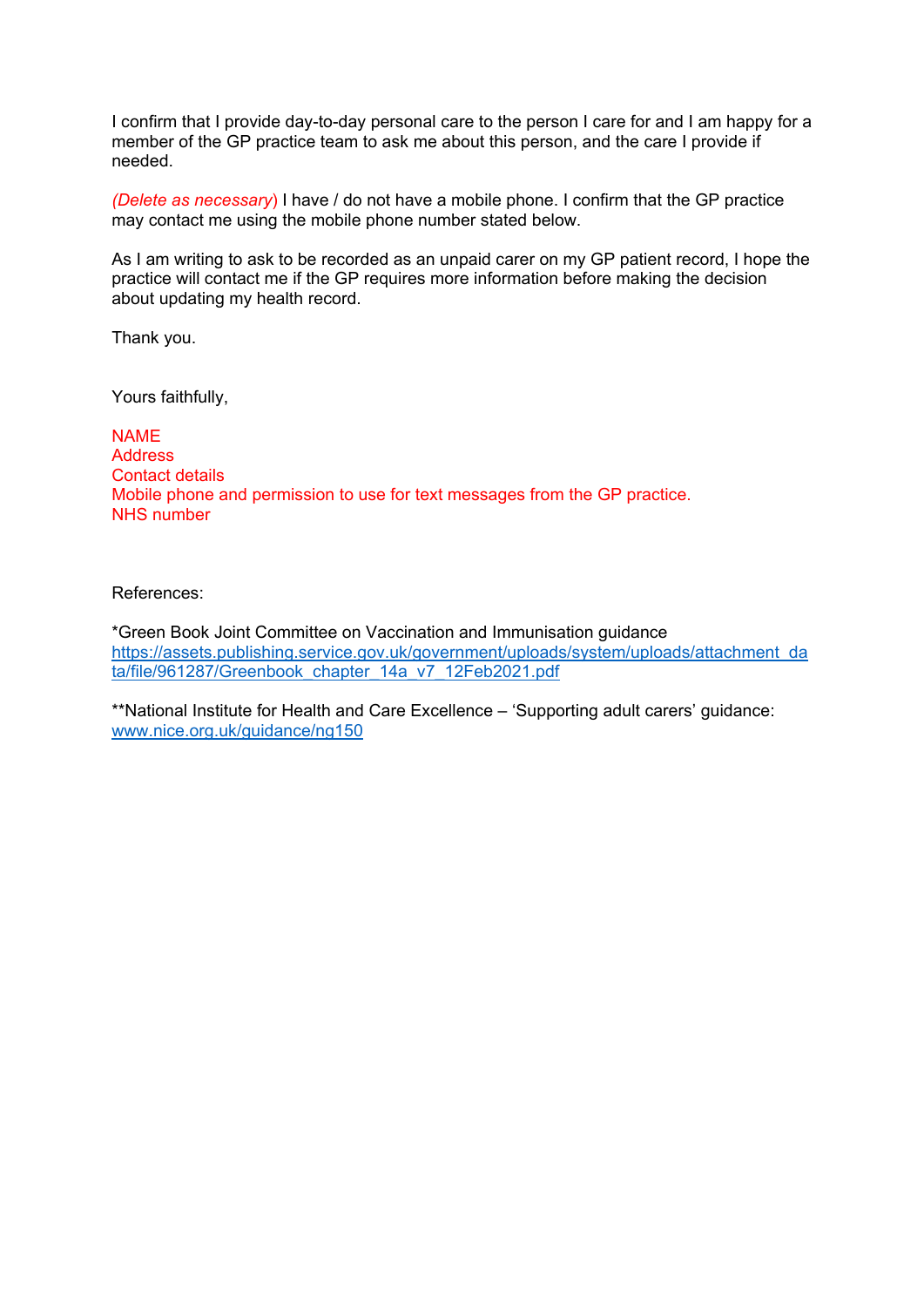I confirm that I provide day-to-day personal care to the person I care for and I am happy for a member of the GP practice team to ask me about this person, and the care I provide if needed.

*(Delete as necessary)* I have / do not have a mobile phone. I confirm that the GP practice may contact me using the mobile phone number stated below.

As I am writing to ask to be recorded as an unpaid carer on my GP patient record, I hope the practice will contact me if the GP requires more information before making the decision about updating my health record.

Thank you.

Yours faithfully,

NAME
Address
Contact details
Mobile phone and permission to use for text messages from the GP practice.
NHS number

References:

*Green Book Joint Committee on Vaccination and Immunisation guidance
https://assets.publishing.service.gov.uk/government/uploads/system/uploads/attachment_data/file/961287/Greenbook_chapter_14a_v7_12Feb2021.pdf

**National Institute for Health and Care Excellence – 'Supporting adult carers' guidance:
www.nice.org.uk/guidance/ng150